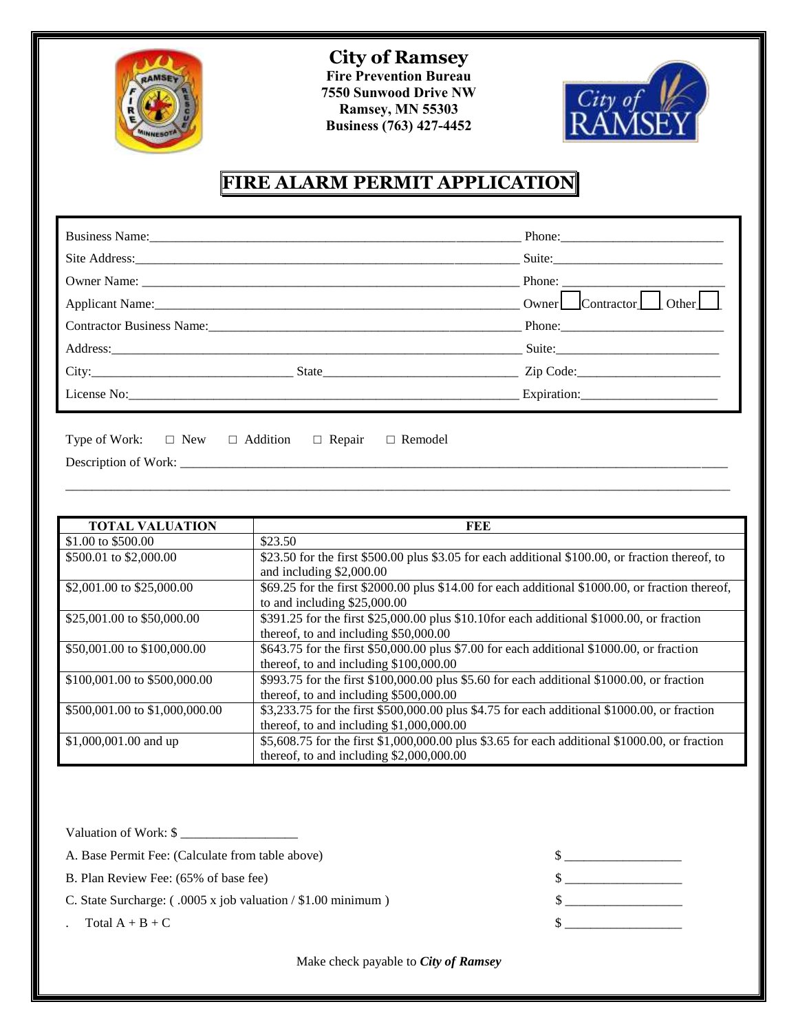# City of Ramsey

**Fire Prevention Bureau**
**7550 Sunwood Drive NW**
**Ramsey, MN 55303**
**Business (763) 427-4452**

## FIRE ALARM PERMIT APPLICATION

Business Name:\_\_\_\_\_\_\_\_\_\_\_\_\_\_\_\_\_\_\_\_\_\_\_\_\_\_\_\_\_\_\_\_\_\_\_\_\_\_\_\_ Phone:\_\_\_\_\_\_\_\_\_\_\_\_\_\_\_\_\_\_\_\_

Site Address:\_\_\_\_\_\_\_\_\_\_\_\_\_\_\_\_\_\_\_\_\_\_\_\_\_\_\_\_\_\_\_\_\_\_\_\_\_\_\_\_ Suite:\_\_\_\_\_\_\_\_\_\_\_\_\_\_\_\_\_\_\_\_

Owner Name: \_\_\_\_\_\_\_\_\_\_\_\_\_\_\_\_\_\_\_\_\_\_\_\_\_\_\_\_\_\_\_\_\_\_\_\_\_\_\_\_ Phone: \_\_\_\_\_\_\_\_\_\_\_\_\_\_\_\_\_\_\_\_

Applicant Name:\_\_\_\_\_\_\_\_\_\_\_\_\_\_\_\_\_\_\_\_\_\_\_\_\_\_\_\_\_\_\_\_\_\_\_\_\_\_\_\_ Owner ☐ Contractor ☐ Other ☐

Contractor Business Name:\_\_\_\_\_\_\_\_\_\_\_\_\_\_\_\_\_\_\_\_\_\_\_\_\_\_\_\_\_\_\_\_\_\_ Phone:\_\_\_\_\_\_\_\_\_\_\_\_\_\_\_\_\_\_\_\_

Address:\_\_\_\_\_\_\_\_\_\_\_\_\_\_\_\_\_\_\_\_\_\_\_\_\_\_\_\_\_\_\_\_\_\_\_\_\_\_\_\_ Suite:\_\_\_\_\_\_\_\_\_\_\_\_\_\_\_\_\_\_\_\_

City:\_\_\_\_\_\_\_\_\_\_\_\_\_\_\_\_\_\_\_\_ State\_\_\_\_\_\_\_\_\_\_\_\_\_\_\_\_\_\_\_\_ Zip Code:\_\_\_\_\_\_\_\_\_\_\_\_\_\_\_\_\_\_\_\_

License No:\_\_\_\_\_\_\_\_\_\_\_\_\_\_\_\_\_\_\_\_\_\_\_\_\_\_\_\_\_\_\_\_\_\_\_\_\_\_\_\_ Expiration:\_\_\_\_\_\_\_\_\_\_\_\_\_\_\_\_\_\_\_\_

Type of Work: ☐ New ☐ Addition ☐ Repair ☐ Remodel

Description of Work: \_\_\_\_\_\_\_\_\_\_\_\_\_\_\_\_\_\_\_\_\_\_\_\_\_\_\_\_\_\_\_\_\_\_\_\_\_\_\_\_\_\_\_\_\_\_\_\_\_\_\_\_\_\_\_\_

\_\_\_\_\_\_\_\_\_\_\_\_\_\_\_\_\_\_\_\_\_\_\_\_\_\_\_\_\_\_\_\_\_\_\_\_\_\_\_\_\_\_\_\_\_\_\_\_\_\_\_\_\_\_\_\_\_\_\_\_\_\_\_\_\_\_\_\_\_\_\_\_

| TOTAL VALUATION | FEE |
|---|---|
| $1.00 to $500.00 | $23.50 |
| $500.01 to $2,000.00 | $23.50 for the first $500.00 plus $3.05 for each additional $100.00, or fraction thereof, to and including $2,000.00 |
| $2,001.00 to $25,000.00 | $69.25 for the first $2000.00 plus $14.00 for each additional $1000.00, or fraction thereof, to and including $25,000.00 |
| $25,001.00 to $50,000.00 | $391.25 for the first $25,000.00 plus $10.10for each additional $1000.00, or fraction thereof, to and including $50,000.00 |
| $50,001.00 to $100,000.00 | $643.75 for the first $50,000.00 plus $7.00 for each additional $1000.00, or fraction thereof, to and including $100,000.00 |
| $100,001.00 to $500,000.00 | $993.75 for the first $100,000.00 plus $5.60 for each additional $1000.00, or fraction thereof, to and including $500,000.00 |
| $500,001.00 to $1,000,000.00 | $3,233.75 for the first $500,000.00 plus $4.75 for each additional $1000.00, or fraction thereof, to and including $1,000,000.00 |
| $1,000,001.00 and up | $5,608.75 for the first $1,000,000.00 plus $3.65 for each additional $1000.00, or fraction thereof, to and including $2,000,000.00 |

Valuation of Work: $ \_\_\_\_\_\_\_\_\_\_\_\_\_\_\_\_\_\_

A. Base Permit Fee: (Calculate from table above) $ \_\_\_\_\_\_\_\_\_\_\_\_\_\_\_\_\_\_

B. Plan Review Fee: (65% of base fee) $ \_\_\_\_\_\_\_\_\_\_\_\_\_\_\_\_\_\_

C. State Surcharge: ( .0005 x job valuation / $1.00 minimum ) $ \_\_\_\_\_\_\_\_\_\_\_\_\_\_\_\_\_\_

. Total A + B + C $ \_\_\_\_\_\_\_\_\_\_\_\_\_\_\_\_\_\_

Make check payable to ***City of Ramsey***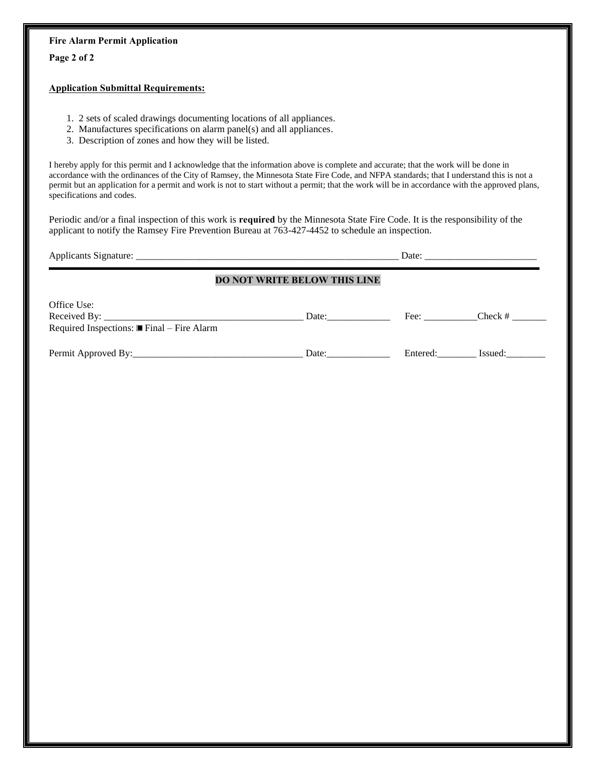**Fire Alarm Permit Application**

**Application Submittal Requirements:**

1. 2 sets of scaled drawings documenting locations of all appliances.
2. Manufactures specifications on alarm panel(s) and all appliances.
3. Description of zones and how they will be listed.

I hereby apply for this permit and I acknowledge that the information above is complete and accurate; that the work will be done in accordance with the ordinances of the City of Ramsey, the Minnesota State Fire Code, and NFPA standards; that I understand this is not a permit but an application for a permit and work is not to start without a permit; that the work will be in accordance with the approved plans, specifications and codes.

Periodic and/or a final inspection of this work is **required** by the Minnesota State Fire Code. It is the responsibility of the applicant to notify the Ramsey Fire Prevention Bureau at 763-427-4452 to schedule an inspection.

Applicants Signature: ________________________________________ Date: ____________________

---

**DO NOT WRITE BELOW THIS LINE**

Office Use:

Received By: ________________________________ Date:____________ Fee: __________Check # _______

Required Inspections: ■ Final – Fire Alarm

Permit Approved By:____________________________ Date:____________ Entered:________ Issued:________